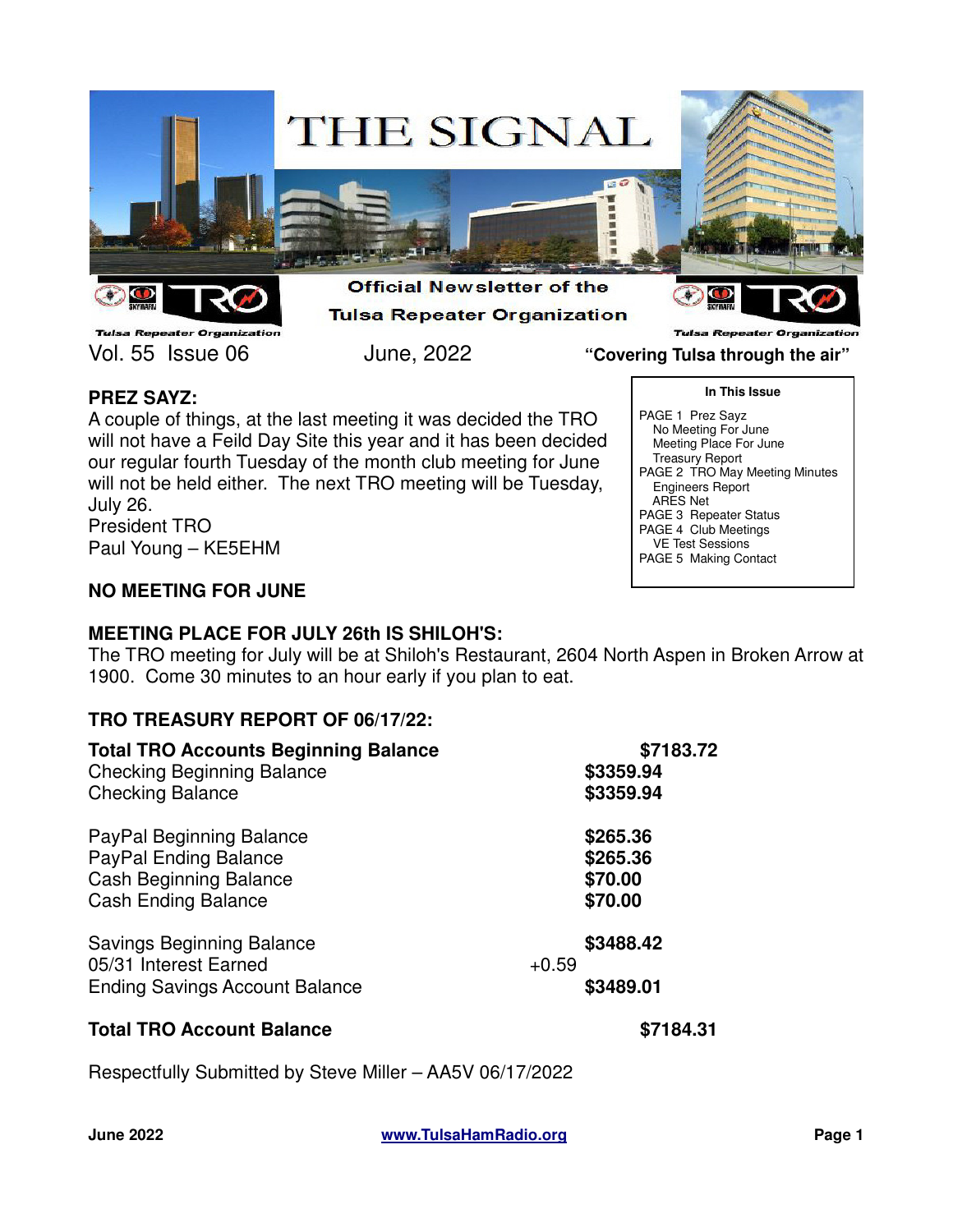# THE SIGNAL

Official Newsletter of the Tulsa Repeater Organization

Vol. 55 Issue 06 June, 2022 **"Covering Tulsa through the air"**

**In This Issue**

PAGE 1 Prez Sayz
- No Meeting For June
- Meeting Place For June
- Treasury Report

PAGE 2 TRO May Meeting Minutes
- Engineers Report
- ARES Net

PAGE 3 Repeater Status

PAGE 4 Club Meetings
- VE Test Sessions

PAGE 5 Making Contact

## PREZ SAYZ:

A couple of things, at the last meeting it was decided the TRO will not have a Feild Day Site this year and it has been decided our regular fourth Tuesday of the month club meeting for June will not be held either. The next TRO meeting will be Tuesday, July 26.
President TRO
Paul Young – KE5EHM

## NO MEETING FOR JUNE

## MEETING PLACE FOR JULY 26th IS SHILOH'S:

The TRO meeting for July will be at Shiloh's Restaurant, 2604 North Aspen in Broken Arrow at 1900. Come 30 minutes to an hour early if you plan to eat.

## TRO TREASURY REPORT OF 06/17/22:

| | | |
|---|---|---|
| **Total TRO Accounts Beginning Balance** | | **$7183.72** |
| Checking Beginning Balance | **$3359.94** | |
| Checking Balance | **$3359.94** | |
| | | |
| PayPal Beginning Balance | **$265.36** | |
| PayPal Ending Balance | **$265.36** | |
| Cash Beginning Balance | **$70.00** | |
| Cash Ending Balance | **$70.00** | |
| | | |
| Savings Beginning Balance | **$3488.42** | |
| 05/31 Interest Earned | +0.59 | |
| Ending Savings Account Balance | **$3489.01** | |
| | | |
| **Total TRO Account Balance** | | **$7184.31** |

Respectfully Submitted by Steve Miller – AA5V 06/17/2022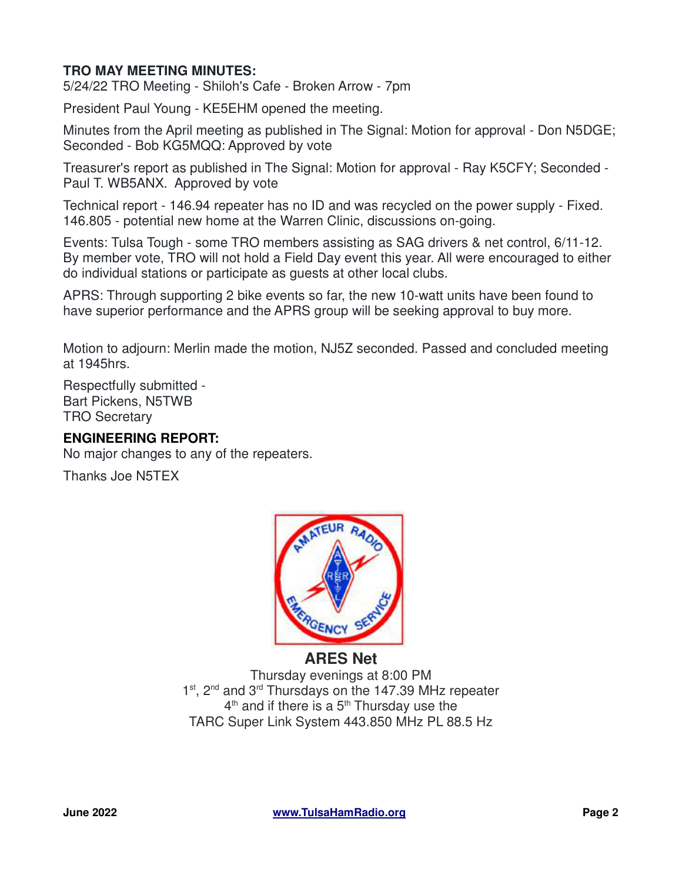**TRO MAY MEETING MINUTES:**

5/24/22 TRO Meeting - Shiloh's Cafe - Broken Arrow - 7pm

President Paul Young - KE5EHM opened the meeting.

Minutes from the April meeting as published in The Signal: Motion for approval - Don N5DGE; Seconded - Bob KG5MQQ: Approved by vote

Treasurer's report as published in The Signal: Motion for approval - Ray K5CFY; Seconded - Paul T. WB5ANX. Approved by vote

Technical report - 146.94 repeater has no ID and was recycled on the power supply - Fixed. 146.805 - potential new home at the Warren Clinic, discussions on-going.

Events: Tulsa Tough - some TRO members assisting as SAG drivers & net control, 6/11-12. By member vote, TRO will not hold a Field Day event this year. All were encouraged to either do individual stations or participate as guests at other local clubs.

APRS: Through supporting 2 bike events so far, the new 10-watt units have been found to have superior performance and the APRS group will be seeking approval to buy more.

Motion to adjourn: Merlin made the motion, NJ5Z seconded. Passed and concluded meeting at 1945hrs.

Respectfully submitted -
Bart Pickens, N5TWB
TRO Secretary

**ENGINEERING REPORT:**

No major changes to any of the repeaters.

Thanks Joe N5TEX

**ARES Net**

Thursday evenings at 8:00 PM
1st, 2nd and 3rd Thursdays on the 147.39 MHz repeater
4th and if there is a 5th Thursday use the
TARC Super Link System 443.850 MHz PL 88.5 Hz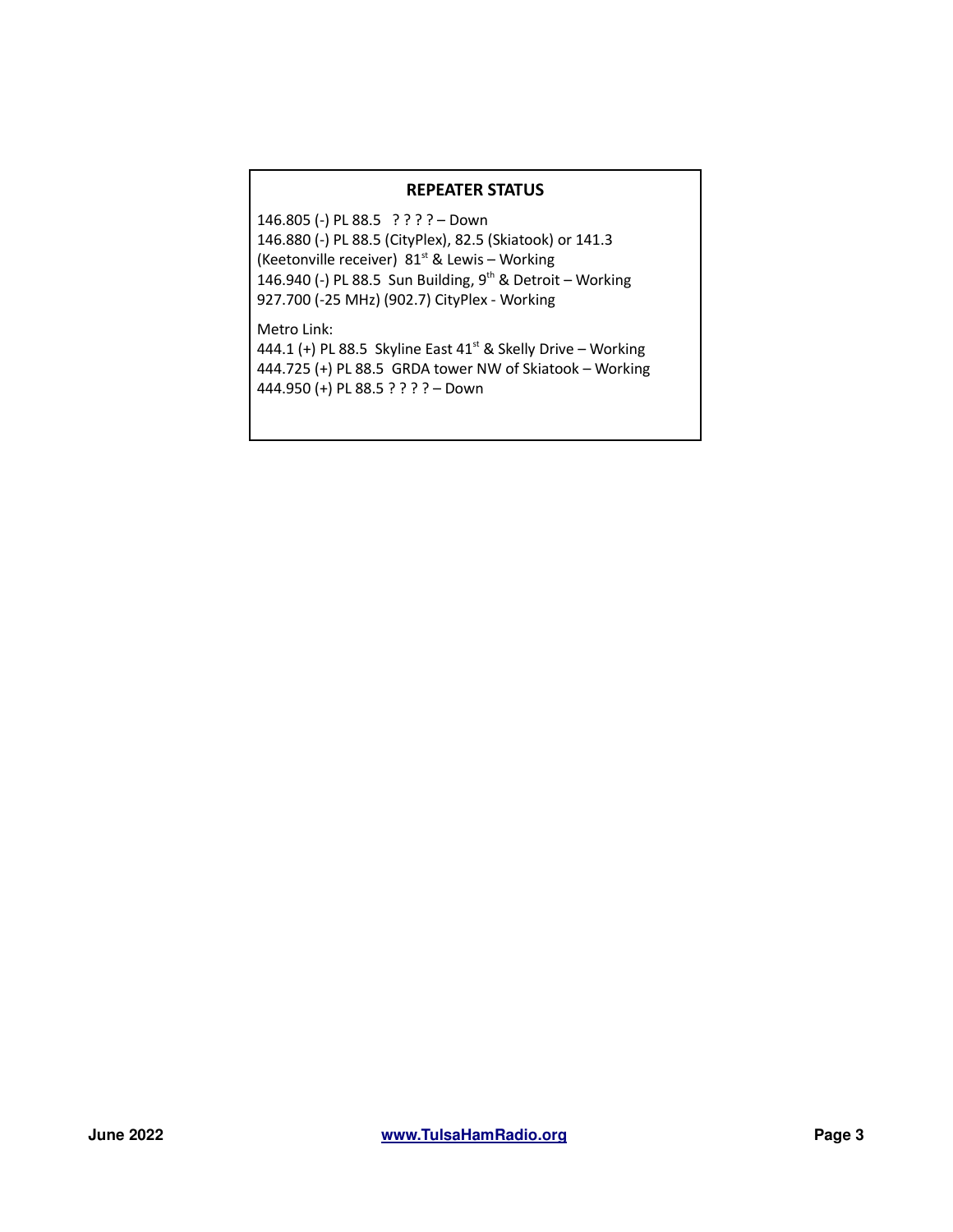## REPEATER STATUS

146.805 (-) PL 88.5 ? ? ? ? – Down
146.880 (-) PL 88.5 (CityPlex), 82.5 (Skiatook) or 141.3 (Keetonville receiver) 81st & Lewis – Working
146.940 (-) PL 88.5 Sun Building, 9th & Detroit – Working
927.700 (-25 MHz) (902.7) CityPlex - Working

Metro Link:
444.1 (+) PL 88.5 Skyline East 41st & Skelly Drive – Working
444.725 (+) PL 88.5 GRDA tower NW of Skiatook – Working
444.950 (+) PL 88.5 ? ? ? ? – Down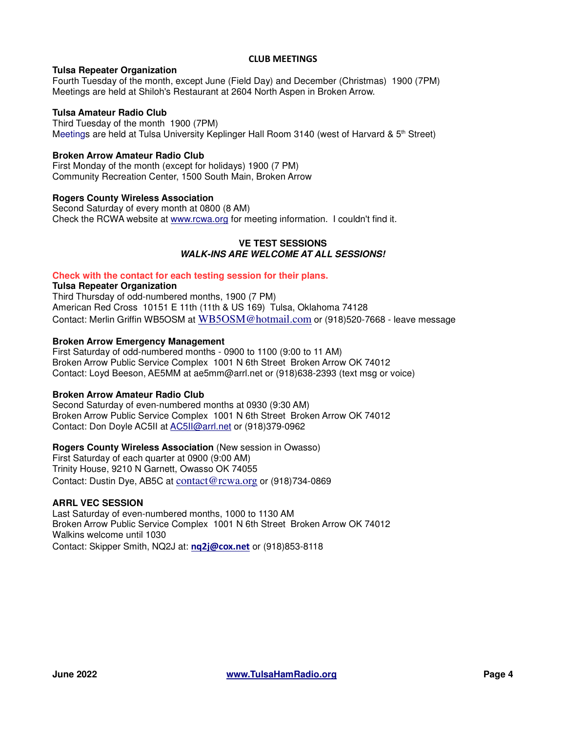## CLUB MEETINGS

**Tulsa Repeater Organization**
Fourth Tuesday of the month, except June (Field Day) and December (Christmas) 1900 (7PM)
Meetings are held at Shiloh's Restaurant at 2604 North Aspen in Broken Arrow.

**Tulsa Amateur Radio Club**
Third Tuesday of the month 1900 (7PM)
Meetings are held at Tulsa University Keplinger Hall Room 3140 (west of Harvard & 5th Street)

**Broken Arrow Amateur Radio Club**
First Monday of the month (except for holidays) 1900 (7 PM)
Community Recreation Center, 1500 South Main, Broken Arrow

**Rogers County Wireless Association**
Second Saturday of every month at 0800 (8 AM)
Check the RCWA website at www.rcwa.org for meeting information. I couldn't find it.

## VE TEST SESSIONS
***WALK-INS ARE WELCOME AT ALL SESSIONS!***

**Check with the contact for each testing session for their plans.**

**Tulsa Repeater Organization**
Third Thursday of odd-numbered months, 1900 (7 PM)
American Red Cross 10151 E 11th (11th & US 169) Tulsa, Oklahoma 74128
Contact: Merlin Griffin WB5OSM at WB5OSM@hotmail.com or (918)520-7668 - leave message

**Broken Arrow Emergency Management**
First Saturday of odd-numbered months - 0900 to 1100 (9:00 to 11 AM)
Broken Arrow Public Service Complex 1001 N 6th Street Broken Arrow OK 74012
Contact: Loyd Beeson, AE5MM at ae5mm@arrl.net or (918)638-2393 (text msg or voice)

**Broken Arrow Amateur Radio Club**
Second Saturday of even-numbered months at 0930 (9:30 AM)
Broken Arrow Public Service Complex 1001 N 6th Street Broken Arrow OK 74012
Contact: Don Doyle AC5II at AC5II@arrl.net or (918)379-0962

**Rogers County Wireless Association** (New session in Owasso)
First Saturday of each quarter at 0900 (9:00 AM)
Trinity House, 9210 N Garnett, Owasso OK 74055
Contact: Dustin Dye, AB5C at contact@rcwa.org or (918)734-0869

**ARRL VEC SESSION**
Last Saturday of even-numbered months, 1000 to 1130 AM
Broken Arrow Public Service Complex 1001 N 6th Street Broken Arrow OK 74012
Walkins welcome until 1030
Contact: Skipper Smith, NQ2J at: **nq2j@cox.net** or (918)853-8118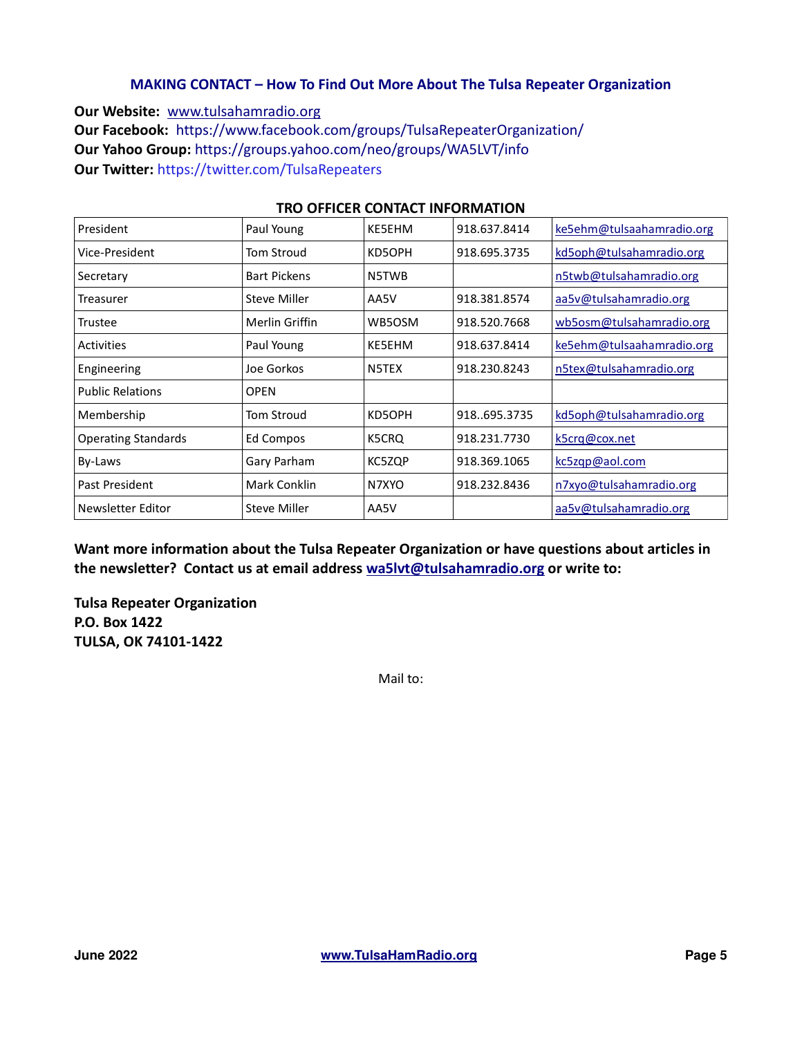## MAKING CONTACT – How To Find Out More About The Tulsa Repeater Organization

**Our Website:** www.tulsahamradio.org
**Our Facebook:** https://www.facebook.com/groups/TulsaRepeaterOrganization/
**Our Yahoo Group:** https://groups.yahoo.com/neo/groups/WA5LVT/info
**Our Twitter:** https://twitter.com/TulsaRepeaters

**TRO OFFICER CONTACT INFORMATION**

| | | | | |
|---|---|---|---|---|
| President | Paul Young | KE5EHM | 918.637.8414 | ke5ehm@tulsaahamradio.org |
| Vice-President | Tom Stroud | KD5OPH | 918.695.3735 | kd5oph@tulsahamradio.org |
| Secretary | Bart Pickens | N5TWB | | n5twb@tulsahamradio.org |
| Treasurer | Steve Miller | AA5V | 918.381.8574 | aa5v@tulsahamradio.org |
| Trustee | Merlin Griffin | WB5OSM | 918.520.7668 | wb5osm@tulsahamradio.org |
| Activities | Paul Young | KE5EHM | 918.637.8414 | ke5ehm@tulsaahamradio.org |
| Engineering | Joe Gorkos | N5TEX | 918.230.8243 | n5tex@tulsahamradio.org |
| Public Relations | OPEN | | | |
| Membership | Tom Stroud | KD5OPH | 918..695.3735 | kd5oph@tulsahamradio.org |
| Operating Standards | Ed Compos | K5CRQ | 918.231.7730 | k5crq@cox.net |
| By-Laws | Gary Parham | KC5ZQP | 918.369.1065 | kc5zqp@aol.com |
| Past President | Mark Conklin | N7XYO | 918.232.8436 | n7xyo@tulsahamradio.org |
| Newsletter Editor | Steve Miller | AA5V | | aa5v@tulsahamradio.org |

**Want more information about the Tulsa Repeater Organization or have questions about articles in the newsletter? Contact us at email address wa5lvt@tulsahamradio.org or write to:**

**Tulsa Repeater Organization**
**P.O. Box 1422**
**TULSA, OK 74101-1422**

Mail to: